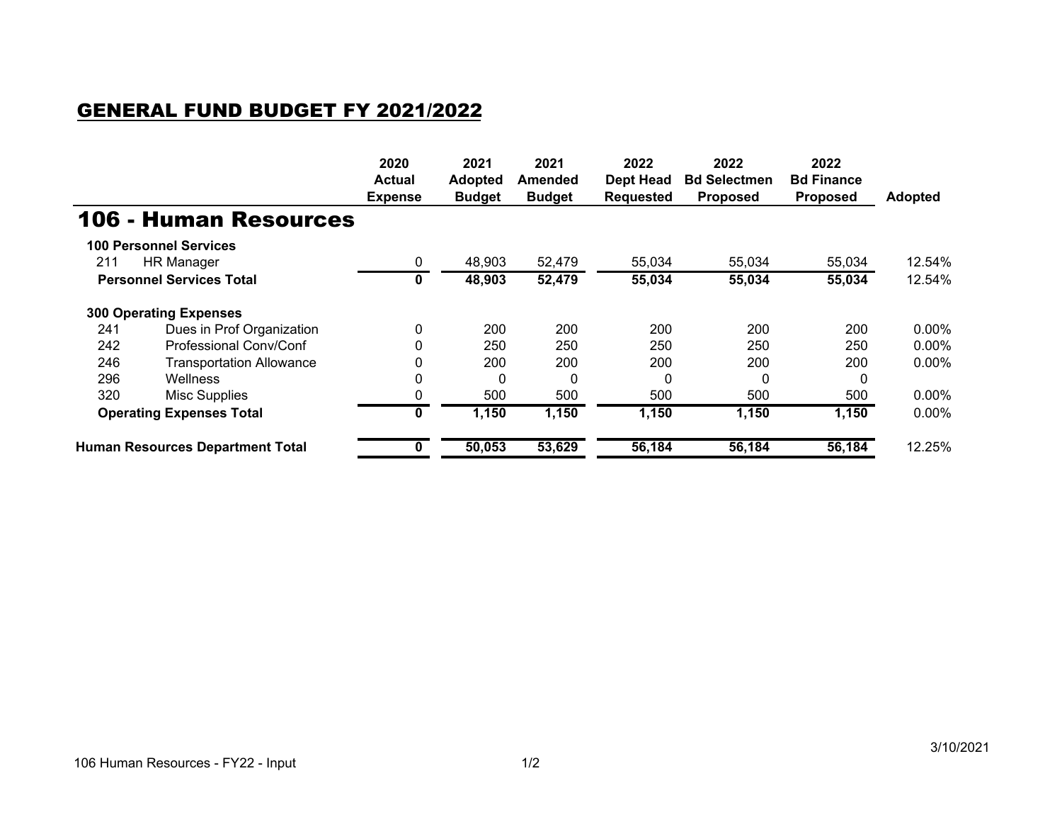# GENERAL FUND BUDGET FY 2021/2022

## 106 - Human Resources

| | | 2020 Actual Expense | 2021 Adopted Budget | 2021 Amended Budget | 2022 Dept Head Requested | 2022 Bd Selectmen Proposed | 2022 Bd Finance Proposed | Adopted |
|---|---|---|---|---|---|---|---|---|
| **100 Personnel Services** | | | | | | | | |
| 211 | HR Manager | 0 | 48,903 | 52,479 | 55,034 | 55,034 | 55,034 | 12.54% |
| **Personnel Services Total** | | **0** | **48,903** | **52,479** | **55,034** | **55,034** | **55,034** | 12.54% |
| **300 Operating Expenses** | | | | | | | | |
| 241 | Dues in Prof Organization | 0 | 200 | 200 | 200 | 200 | 200 | 0.00% |
| 242 | Professional Conv/Conf | 0 | 250 | 250 | 250 | 250 | 250 | 0.00% |
| 246 | Transportation Allowance | 0 | 200 | 200 | 200 | 200 | 200 | 0.00% |
| 296 | Wellness | 0 | 0 | 0 | 0 | 0 | 0 | |
| 320 | Misc Supplies | 0 | 500 | 500 | 500 | 500 | 500 | 0.00% |
| **Operating Expenses Total** | | **0** | **1,150** | **1,150** | **1,150** | **1,150** | **1,150** | 0.00% |
| **Human Resources Department Total** | | **0** | **50,053** | **53,629** | **56,184** | **56,184** | **56,184** | 12.25% |

3/10/2021

106 Human Resources - FY22 - Input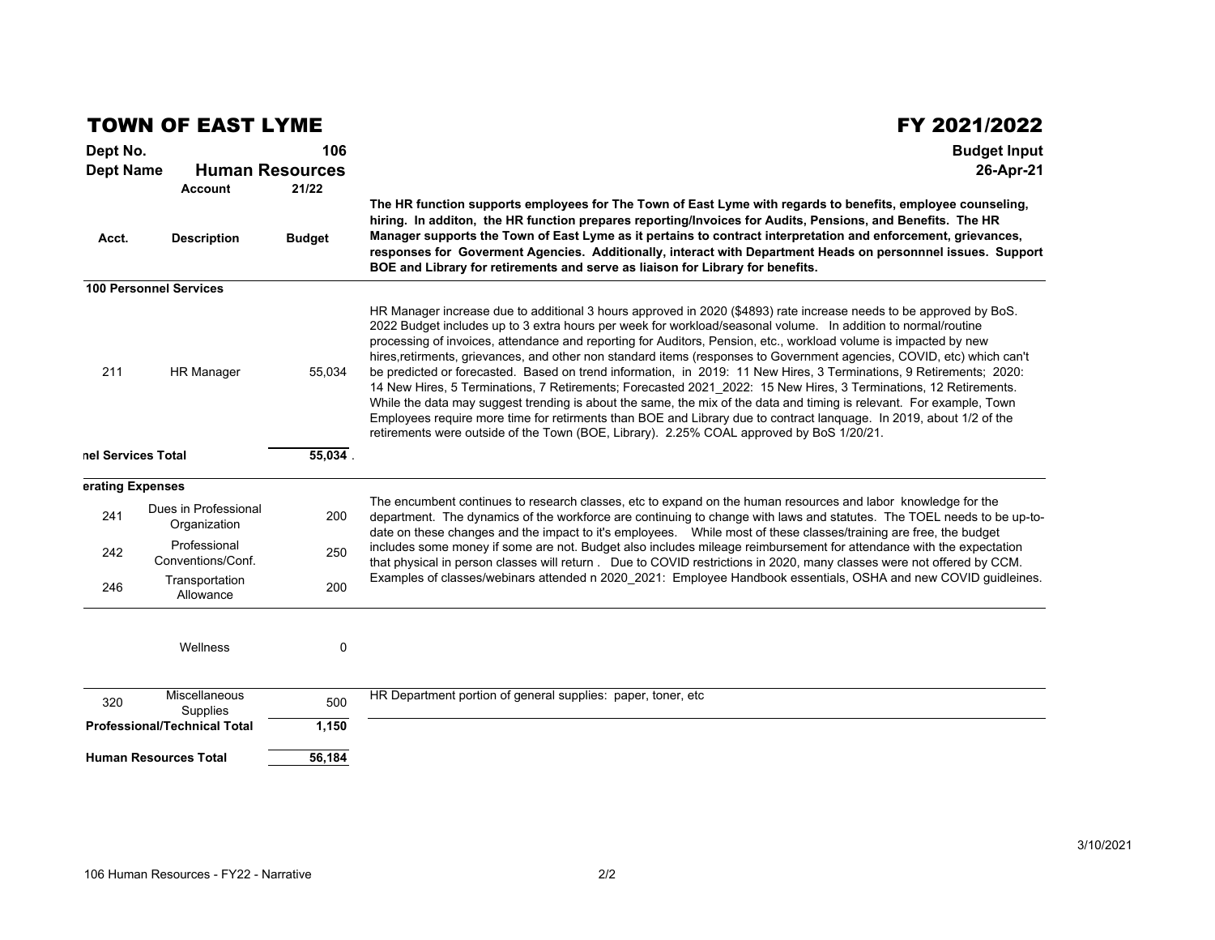# TOWN OF EAST LYME

# FY 2021/2022

**Dept No.** 106

**Dept Name** Human Resources

**Budget Input**
**26-Apr-21**

| Acct. | Account Description | 21/22 Budget | |
|---|---|---|---|
| | | | **The HR function supports employees for The Town of East Lyme with regards to benefits, employee counseling, hiring. In additon, the HR function prepares reporting/Invoices for Audits, Pensions, and Benefits. The HR Manager supports the Town of East Lyme as it pertains to contract interpretation and enforcement, grievances, responses for Goverment Agencies. Additionally, interact with Department Heads on personnnel issues. Support BOE and Library for retirements and serve as liaison for Library for benefits.** |
| **100 Personnel Services** | | | |
| 211 | HR Manager | 55,034 | HR Manager increase due to additional 3 hours approved in 2020 ($4893) rate increase needs to be approved by BoS. 2022 Budget includes up to 3 extra hours per week for workload/seasonal volume. In addition to normal/routine processing of invoices, attendance and reporting for Auditors, Pension, etc., workload volume is impacted by new hires,retirments, grievances, and other non standard items (responses to Government agencies, COVID, etc) which can't be predicted or forecasted. Based on trend information, in 2019: 11 New Hires, 3 Terminations, 9 Retirements; 2020: 14 New Hires, 5 Terminations, 7 Retirements; Forecasted 2021_2022: 15 New Hires, 3 Terminations, 12 Retirements. While the data may suggest trending is about the same, the mix of the data and timing is relevant. For example, Town Employees require more time for retirments than BOE and Library due to contract lanquage. In 2019, about 1/2 of the retirements were outside of the Town (BOE, Library). 2.25% COAL approved by BoS 1/20/21. |
| **nel Services Total** | | **55,034** | |
| **erating Expenses** | | | |
| 241 | Dues in Professional Organization | 200 | The encumbent continues to research classes, etc to expand on the human resources and labor knowledge for the department. The dynamics of the workforce are continuing to change with laws and statutes. The TOEL needs to be up-to-date on these changes and the impact to it's employees. While most of these classes/training are free, the budget includes some money if some are not. Budget also includes mileage reimbursement for attendance with the expectation that physical in person classes will return . Due to COVID restrictions in 2020, many classes were not offered by CCM. Examples of classes/webinars attended n 2020_2021: Employee Handbook essentials, OSHA and new COVID guidleines. |
| 242 | Professional Conventions/Conf. | 250 | |
| 246 | Transportation Allowance | 200 | |
| | Wellness | 0 | |
| 320 | Miscellaneous Supplies | 500 | HR Department portion of general supplies: paper, toner, etc |
| **Professional/Technical Total** | | **1,150** | |
| **Human Resources Total** | | **56,184** | |